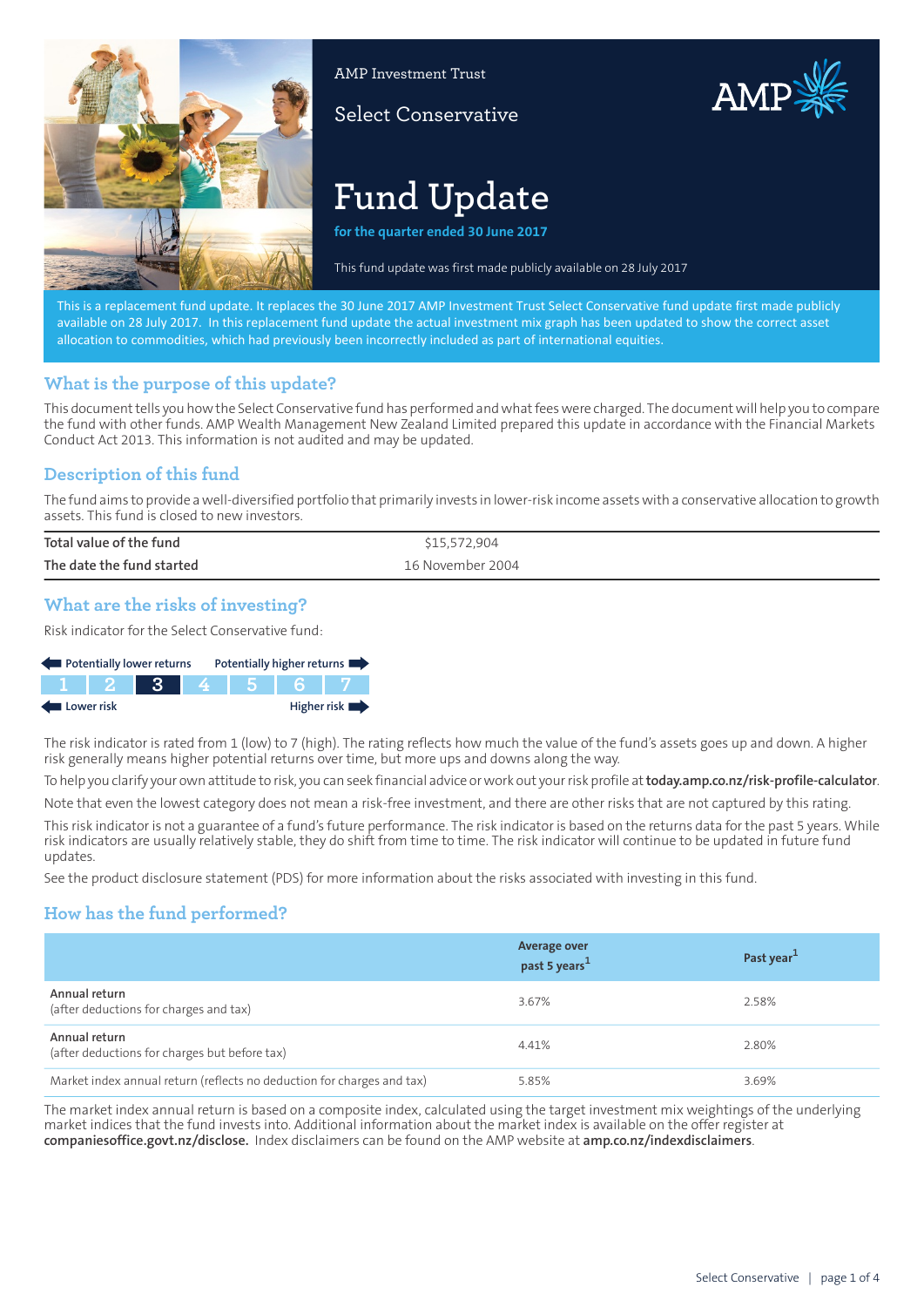AMP Investment Trust

Select Conservative

# Fund Update

**for the quarter ended 30 June 2017**

This fund update was first made publicly available on 28 July 2017

This is a replacement fund update. It replaces the 30 June 2017 AMP Investment Trust Select Conservative fund update first made publicly available on 28 July 2017. In this replacement fund update the actual investment mix graph has been updated to show the correct asset allocation to commodities, which had previously been incorrectly included as part of international equities.

## What is the purpose of this update?

This document tells you how the Select Conservative fund has performed and what fees were charged. The document will help you to compare the fund with other funds. AMP Wealth Management New Zealand Limited prepared this update in accordance with the Financial Markets Conduct Act 2013. This information is not audited and may be updated.

## Description of this fund

The fund aims to provide a well-diversified portfolio that primarily invests in lower-risk income assets with a conservative allocation to growth assets. This fund is closed to new investors.

| | |
|---|---|
| **Total value of the fund** | $15,572,904 |
| **The date the fund started** | 16 November 2004 |

## What are the risks of investing?

Risk indicator for the Select Conservative fund:

Potentially lower returns — Potentially higher returns

1 2 **3** 4 5 6 7

Lower risk — Higher risk

The risk indicator is rated from 1 (low) to 7 (high). The rating reflects how much the value of the fund's assets goes up and down. A higher risk generally means higher potential returns over time, but more ups and downs along the way.

To help you clarify your own attitude to risk, you can seek financial advice or work out your risk profile at **today.amp.co.nz/risk-profile-calculator**.

Note that even the lowest category does not mean a risk-free investment, and there are other risks that are not captured by this rating.

This risk indicator is not a guarantee of a fund's future performance. The risk indicator is based on the returns data for the past 5 years. While risk indicators are usually relatively stable, they do shift from time to time. The risk indicator will continue to be updated in future fund updates.

See the product disclosure statement (PDS) for more information about the risks associated with investing in this fund.

## How has the fund performed?

| | Average over past 5 years[1] | Past year[1] |
|---|---|---|
| **Annual return** (after deductions for charges and tax) | 3.67% | 2.58% |
| **Annual return** (after deductions for charges but before tax) | 4.41% | 2.80% |
| Market index annual return (reflects no deduction for charges and tax) | 5.85% | 3.69% |

The market index annual return is based on a composite index, calculated using the target investment mix weightings of the underlying market indices that the fund invests into. Additional information about the market index is available on the offer register at **companiesoffice.govt.nz/disclose.** Index disclaimers can be found on the AMP website at **amp.co.nz/indexdisclaimers**.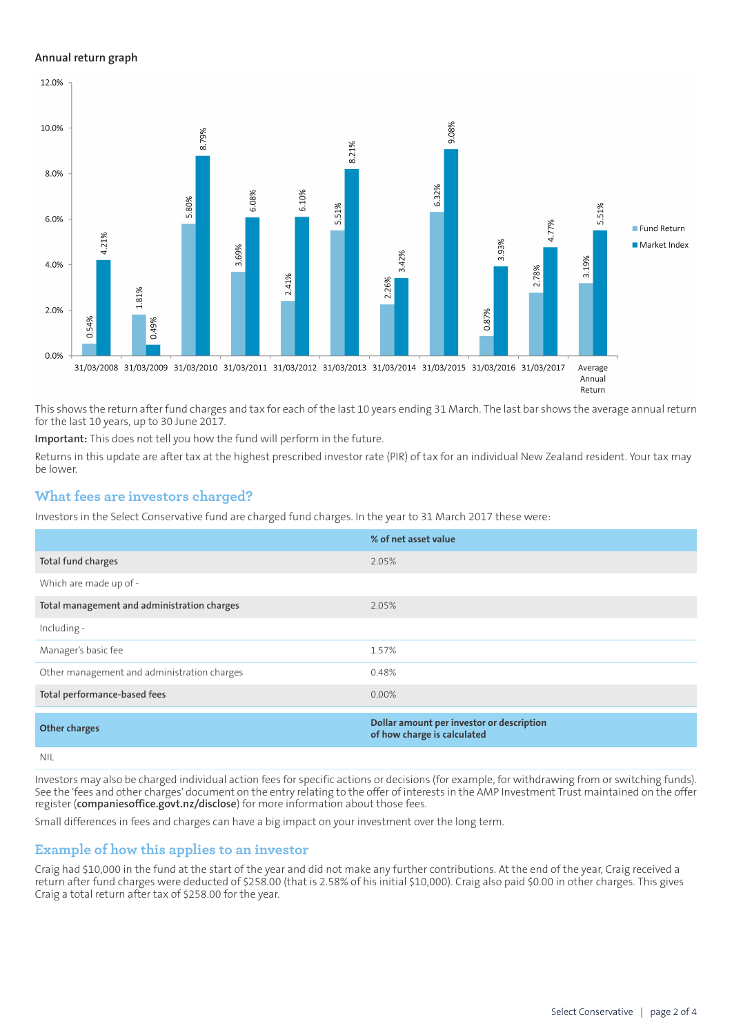### Annual return graph

| | Fund Return | Market Index |
|---|---|---|
| 31/03/2008 | 0.54% | 4.21% |
| 31/03/2009 | 1.81% | 0.49% |
| 31/03/2010 | 5.80% | 8.79% |
| 31/03/2011 | 3.69% | 6.08% |
| 31/03/2012 | 2.41% | 6.10% |
| 31/03/2013 | 5.51% | 8.21% |
| 31/03/2014 | 2.26% | 3.42% |
| 31/03/2015 | 6.32% | 9.08% |
| 31/03/2016 | 0.87% | 3.93% |
| 31/03/2017 | 2.78% | 4.77% |
| Average Annual Return | 3.19% | 5.51% |

This shows the return after fund charges and tax for each of the last 10 years ending 31 March. The last bar shows the average annual return for the last 10 years, up to 30 June 2017.

**Important:** This does not tell you how the fund will perform in the future.

Returns in this update are after tax at the highest prescribed investor rate (PIR) of tax for an individual New Zealand resident. Your tax may be lower.

## What fees are investors charged?

Investors in the Select Conservative fund are charged fund charges. In the year to 31 March 2017 these were:

| | % of net asset value |
|---|---|
| **Total fund charges** | 2.05% |
| Which are made up of - | |
| **Total management and administration charges** | 2.05% |
| Including - | |
| Manager's basic fee | 1.57% |
| Other management and administration charges | 0.48% |
| **Total performance-based fees** | 0.00% |
| **Other charges** | **Dollar amount per investor or description of how charge is calculated** |
| NIL | |

Investors may also be charged individual action fees for specific actions or decisions (for example, for withdrawing from or switching funds). See the 'fees and other charges' document on the entry relating to the offer of interests in the AMP Investment Trust maintained on the offer register (**companiesoffice.govt.nz/disclose**) for more information about those fees.

Small differences in fees and charges can have a big impact on your investment over the long term.

## Example of how this applies to an investor

Craig had $10,000 in the fund at the start of the year and did not make any further contributions. At the end of the year, Craig received a return after fund charges were deducted of $258.00 (that is 2.58% of his initial $10,000). Craig also paid $0.00 in other charges. This gives Craig a total return after tax of $258.00 for the year.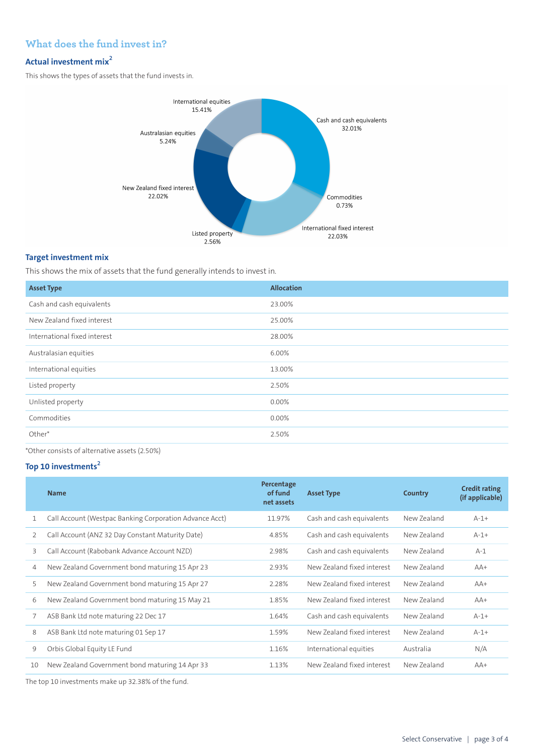## What does the fund invest in?

### Actual investment mix[2]

This shows the types of assets that the fund invests in.

International equities 15.41%

Cash and cash equivalents 32.01%

Australasian equities 5.24%

New Zealand fixed interest 22.02%

Commodities 0.73%

International fixed interest 22.03%

Listed property 2.56%

### Target investment mix

This shows the mix of assets that the fund generally intends to invest in.

| Asset Type | Allocation |
|---|---|
| Cash and cash equivalents | 23.00% |
| New Zealand fixed interest | 25.00% |
| International fixed interest | 28.00% |
| Australasian equities | 6.00% |
| International equities | 13.00% |
| Listed property | 2.50% |
| Unlisted property | 0.00% |
| Commodities | 0.00% |
| Other* | 2.50% |

*Other consists of alternative assets (2.50%)

### Top 10 investments[2]

| | Name | Percentage of fund net assets | Asset Type | Country | Credit rating (if applicable) |
|---|---|---|---|---|---|
| 1 | Call Account (Westpac Banking Corporation Advance Acct) | 11.97% | Cash and cash equivalents | New Zealand | A-1+ |
| 2 | Call Account (ANZ 32 Day Constant Maturity Date) | 4.85% | Cash and cash equivalents | New Zealand | A-1+ |
| 3 | Call Account (Rabobank Advance Account NZD) | 2.98% | Cash and cash equivalents | New Zealand | A-1 |
| 4 | New Zealand Government bond maturing 15 Apr 23 | 2.93% | New Zealand fixed interest | New Zealand | AA+ |
| 5 | New Zealand Government bond maturing 15 Apr 27 | 2.28% | New Zealand fixed interest | New Zealand | AA+ |
| 6 | New Zealand Government bond maturing 15 May 21 | 1.85% | New Zealand fixed interest | New Zealand | AA+ |
| 7 | ASB Bank Ltd note maturing 22 Dec 17 | 1.64% | Cash and cash equivalents | New Zealand | A-1+ |
| 8 | ASB Bank Ltd note maturing 01 Sep 17 | 1.59% | New Zealand fixed interest | New Zealand | A-1+ |
| 9 | Orbis Global Equity LE Fund | 1.16% | International equities | Australia | N/A |
| 10 | New Zealand Government bond maturing 14 Apr 33 | 1.13% | New Zealand fixed interest | New Zealand | AA+ |

The top 10 investments make up 32.38% of the fund.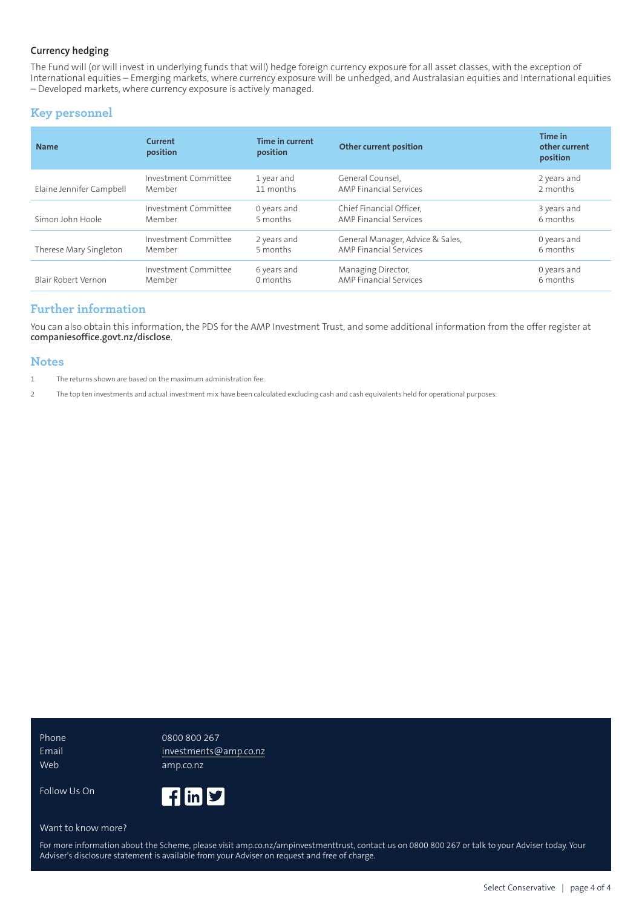### Currency hedging

The Fund will (or will invest in underlying funds that will) hedge foreign currency exposure for all asset classes, with the exception of International equities – Emerging markets, where currency exposure will be unhedged, and Australasian equities and International equities – Developed markets, where currency exposure is actively managed.

## Key personnel

| Name | Current position | Time in current position | Other current position | Time in other current position |
|---|---|---|---|---|
| Elaine Jennifer Campbell | Investment Committee Member | 1 year and 11 months | General Counsel, AMP Financial Services | 2 years and 2 months |
| Simon John Hoole | Investment Committee Member | 0 years and 5 months | Chief Financial Officer, AMP Financial Services | 3 years and 6 months |
| Therese Mary Singleton | Investment Committee Member | 2 years and 5 months | General Manager, Advice & Sales, AMP Financial Services | 0 years and 6 months |
| Blair Robert Vernon | Investment Committee Member | 6 years and 0 months | Managing Director, AMP Financial Services | 0 years and 6 months |

## Further information

You can also obtain this information, the PDS for the AMP Investment Trust, and some additional information from the offer register at **companiesoffice.govt.nz/disclose**.

## Notes

1 The returns shown are based on the maximum administration fee.

2 The top ten investments and actual investment mix have been calculated excluding cash and cash equivalents held for operational purposes.

Phone 0800 800 267
Email investments@amp.co.nz
Web amp.co.nz

Follow Us On

Want to know more?

For more information about the Scheme, please visit amp.co.nz/ampinvestmenttrust, contact us on 0800 800 267 or talk to your Adviser today. Your Adviser's disclosure statement is available from your Adviser on request and free of charge.